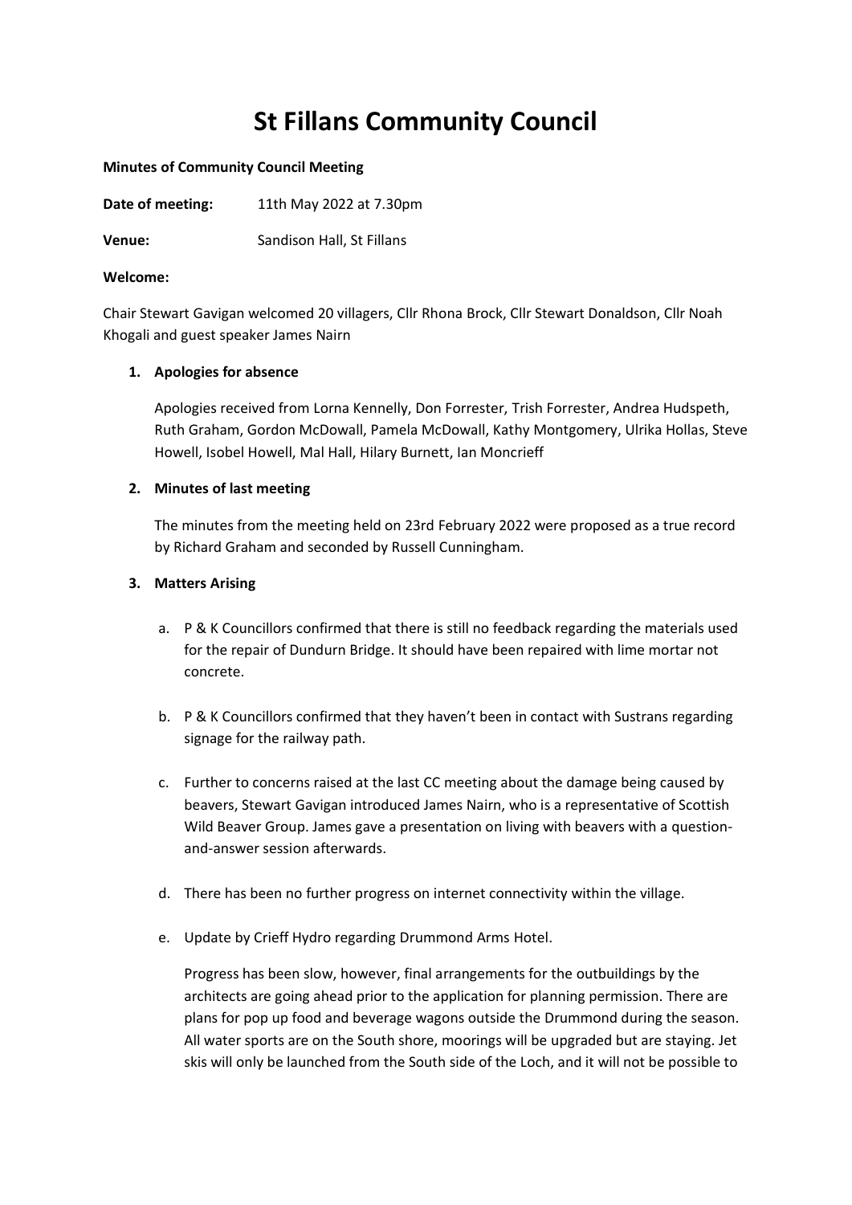# St Fillans Community Council

**Minutes of Community Council Meeting**

**Date of meeting:** 11th May 2022 at 7.30pm

**Venue:** Sandison Hall, St Fillans

**Welcome:**

Chair Stewart Gavigan welcomed 20 villagers, Cllr Rhona Brock, Cllr Stewart Donaldson, Cllr Noah Khogali and guest speaker James Nairn

1. **Apologies for absence**

   Apologies received from Lorna Kennelly, Don Forrester, Trish Forrester, Andrea Hudspeth, Ruth Graham, Gordon McDowall, Pamela McDowall, Kathy Montgomery, Ulrika Hollas, Steve Howell, Isobel Howell, Mal Hall, Hilary Burnett, Ian Moncrieff

2. **Minutes of last meeting**

   The minutes from the meeting held on 23rd February 2022 were proposed as a true record by Richard Graham and seconded by Russell Cunningham.

3. **Matters Arising**

   a. P & K Councillors confirmed that there is still no feedback regarding the materials used for the repair of Dundurn Bridge. It should have been repaired with lime mortar not concrete.

   b. P & K Councillors confirmed that they haven't been in contact with Sustrans regarding signage for the railway path.

   c. Further to concerns raised at the last CC meeting about the damage being caused by beavers, Stewart Gavigan introduced James Nairn, who is a representative of Scottish Wild Beaver Group. James gave a presentation on living with beavers with a question-and-answer session afterwards.

   d. There has been no further progress on internet connectivity within the village.

   e. Update by Crieff Hydro regarding Drummond Arms Hotel.

      Progress has been slow, however, final arrangements for the outbuildings by the architects are going ahead prior to the application for planning permission. There are plans for pop up food and beverage wagons outside the Drummond during the season. All water sports are on the South shore, moorings will be upgraded but are staying. Jet skis will only be launched from the South side of the Loch, and it will not be possible to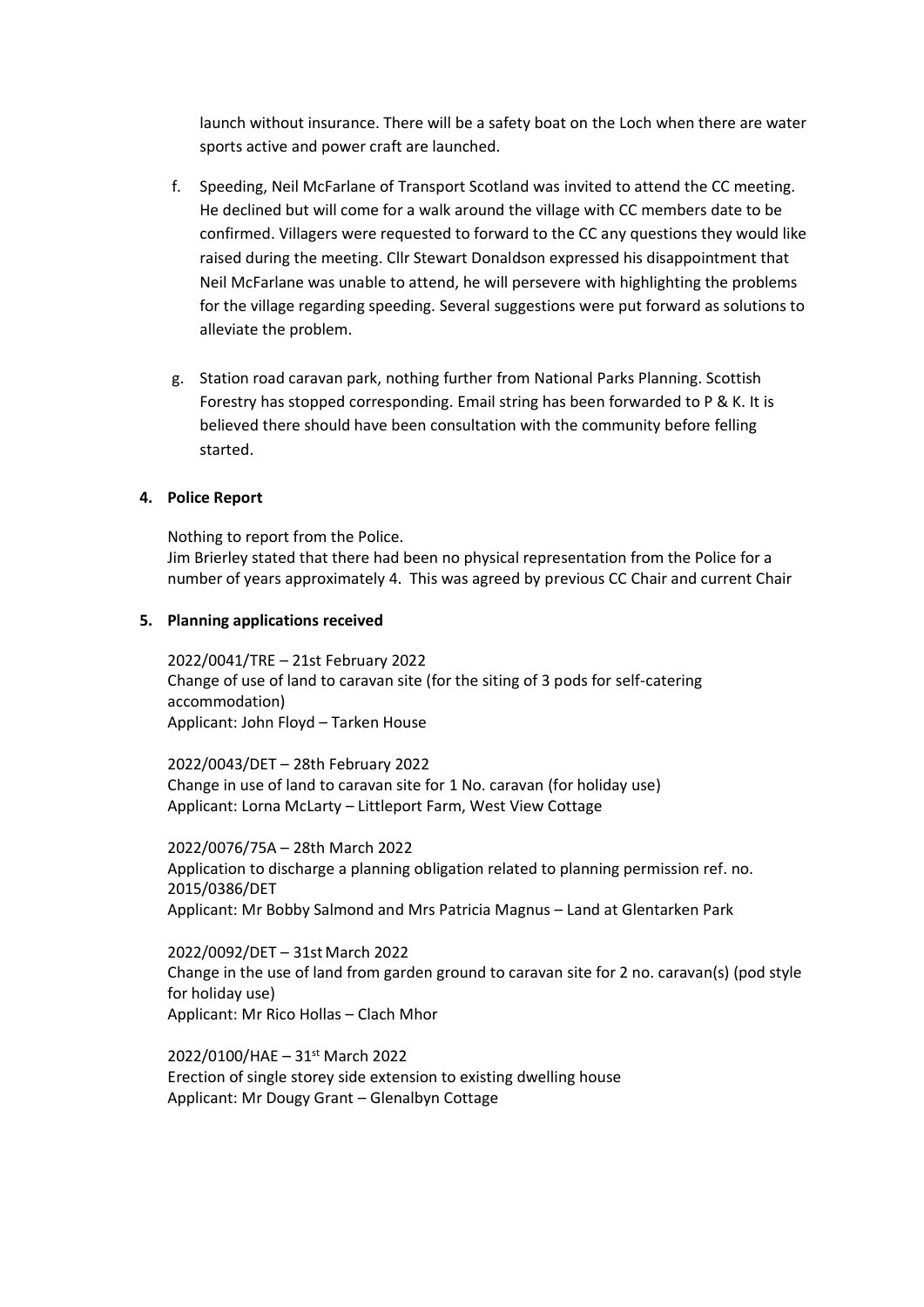launch without insurance. There will be a safety boat on the Loch when there are water sports active and power craft are launched.

f. Speeding, Neil McFarlane of Transport Scotland was invited to attend the CC meeting. He declined but will come for a walk around the village with CC members date to be confirmed. Villagers were requested to forward to the CC any questions they would like raised during the meeting. Cllr Stewart Donaldson expressed his disappointment that Neil McFarlane was unable to attend, he will persevere with highlighting the problems for the village regarding speeding. Several suggestions were put forward as solutions to alleviate the problem.

g. Station road caravan park, nothing further from National Parks Planning. Scottish Forestry has stopped corresponding. Email string has been forwarded to P & K. It is believed there should have been consultation with the community before felling started.

**4. Police Report**

Nothing to report from the Police.
Jim Brierley stated that there had been no physical representation from the Police for a number of years approximately 4. This was agreed by previous CC Chair and current Chair

**5. Planning applications received**

2022/0041/TRE – 21st February 2022
Change of use of land to caravan site (for the siting of 3 pods for self-catering accommodation)
Applicant: John Floyd – Tarken House

2022/0043/DET – 28th February 2022
Change in use of land to caravan site for 1 No. caravan (for holiday use)
Applicant: Lorna McLarty – Littleport Farm, West View Cottage

2022/0076/75A – 28th March 2022
Application to discharge a planning obligation related to planning permission ref. no. 2015/0386/DET
Applicant: Mr Bobby Salmond and Mrs Patricia Magnus – Land at Glentarken Park

2022/0092/DET – 31st March 2022
Change in the use of land from garden ground to caravan site for 2 no. caravan(s) (pod style for holiday use)
Applicant: Mr Rico Hollas – Clach Mhor

2022/0100/HAE – 31st March 2022
Erection of single storey side extension to existing dwelling house
Applicant: Mr Dougy Grant – Glenalbyn Cottage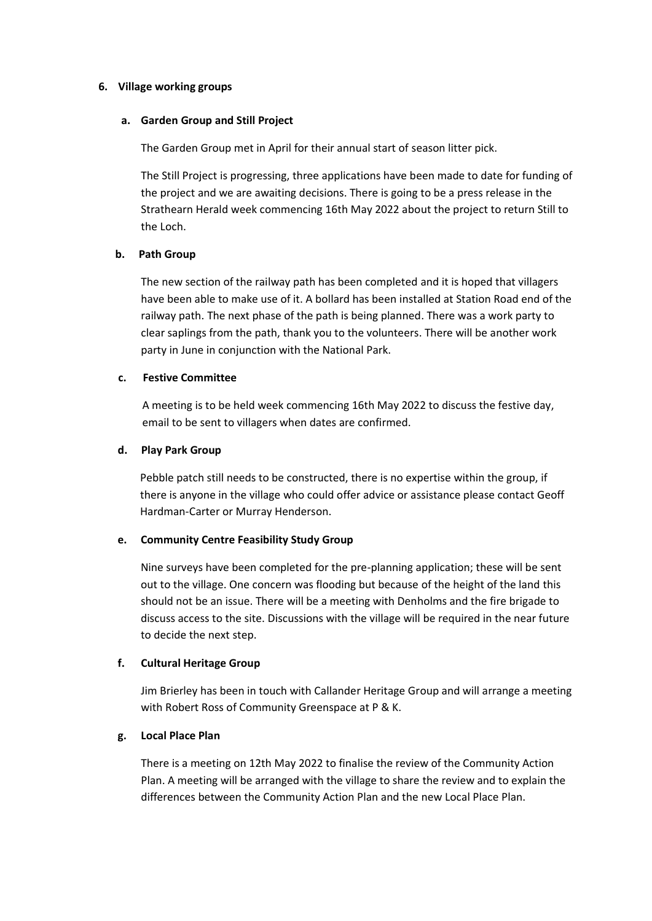## 6. Village working groups

### a. Garden Group and Still Project

The Garden Group met in April for their annual start of season litter pick.

The Still Project is progressing, three applications have been made to date for funding of the project and we are awaiting decisions. There is going to be a press release in the Strathearn Herald week commencing 16th May 2022 about the project to return Still to the Loch.

### b. Path Group

The new section of the railway path has been completed and it is hoped that villagers have been able to make use of it. A bollard has been installed at Station Road end of the railway path. The next phase of the path is being planned. There was a work party to clear saplings from the path, thank you to the volunteers. There will be another work party in June in conjunction with the National Park.

### c. Festive Committee

A meeting is to be held week commencing 16th May 2022 to discuss the festive day, email to be sent to villagers when dates are confirmed.

### d. Play Park Group

Pebble patch still needs to be constructed, there is no expertise within the group, if there is anyone in the village who could offer advice or assistance please contact Geoff Hardman-Carter or Murray Henderson.

### e. Community Centre Feasibility Study Group

Nine surveys have been completed for the pre-planning application; these will be sent out to the village. One concern was flooding but because of the height of the land this should not be an issue. There will be a meeting with Denholms and the fire brigade to discuss access to the site. Discussions with the village will be required in the near future to decide the next step.

### f. Cultural Heritage Group

Jim Brierley has been in touch with Callander Heritage Group and will arrange a meeting with Robert Ross of Community Greenspace at P & K.

### g. Local Place Plan

There is a meeting on 12th May 2022 to finalise the review of the Community Action Plan. A meeting will be arranged with the village to share the review and to explain the differences between the Community Action Plan and the new Local Place Plan.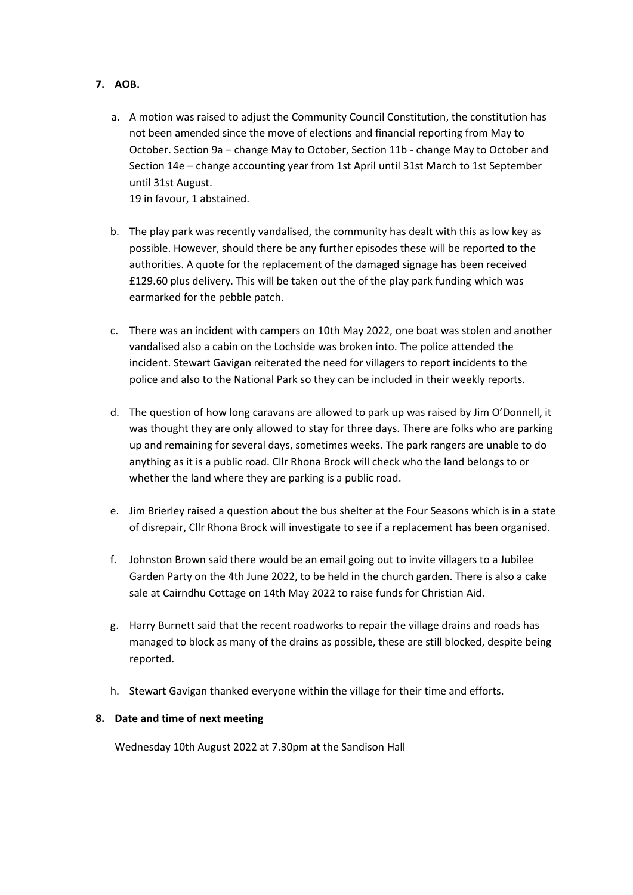**7. AOB.**

a. A motion was raised to adjust the Community Council Constitution, the constitution has not been amended since the move of elections and financial reporting from May to October. Section 9a – change May to October, Section 11b - change May to October and Section 14e – change accounting year from 1st April until 31st March to 1st September until 31st August.
19 in favour, 1 abstained.

b. The play park was recently vandalised, the community has dealt with this as low key as possible. However, should there be any further episodes these will be reported to the authorities. A quote for the replacement of the damaged signage has been received £129.60 plus delivery. This will be taken out the of the play park funding which was earmarked for the pebble patch.

c. There was an incident with campers on 10th May 2022, one boat was stolen and another vandalised also a cabin on the Lochside was broken into. The police attended the incident. Stewart Gavigan reiterated the need for villagers to report incidents to the police and also to the National Park so they can be included in their weekly reports.

d. The question of how long caravans are allowed to park up was raised by Jim O'Donnell, it was thought they are only allowed to stay for three days. There are folks who are parking up and remaining for several days, sometimes weeks. The park rangers are unable to do anything as it is a public road. Cllr Rhona Brock will check who the land belongs to or whether the land where they are parking is a public road.

e. Jim Brierley raised a question about the bus shelter at the Four Seasons which is in a state of disrepair, Cllr Rhona Brock will investigate to see if a replacement has been organised.

f. Johnston Brown said there would be an email going out to invite villagers to a Jubilee Garden Party on the 4th June 2022, to be held in the church garden. There is also a cake sale at Cairndhu Cottage on 14th May 2022 to raise funds for Christian Aid.

g. Harry Burnett said that the recent roadworks to repair the village drains and roads has managed to block as many of the drains as possible, these are still blocked, despite being reported.

h. Stewart Gavigan thanked everyone within the village for their time and efforts.

**8. Date and time of next meeting**

Wednesday 10th August 2022 at 7.30pm at the Sandison Hall